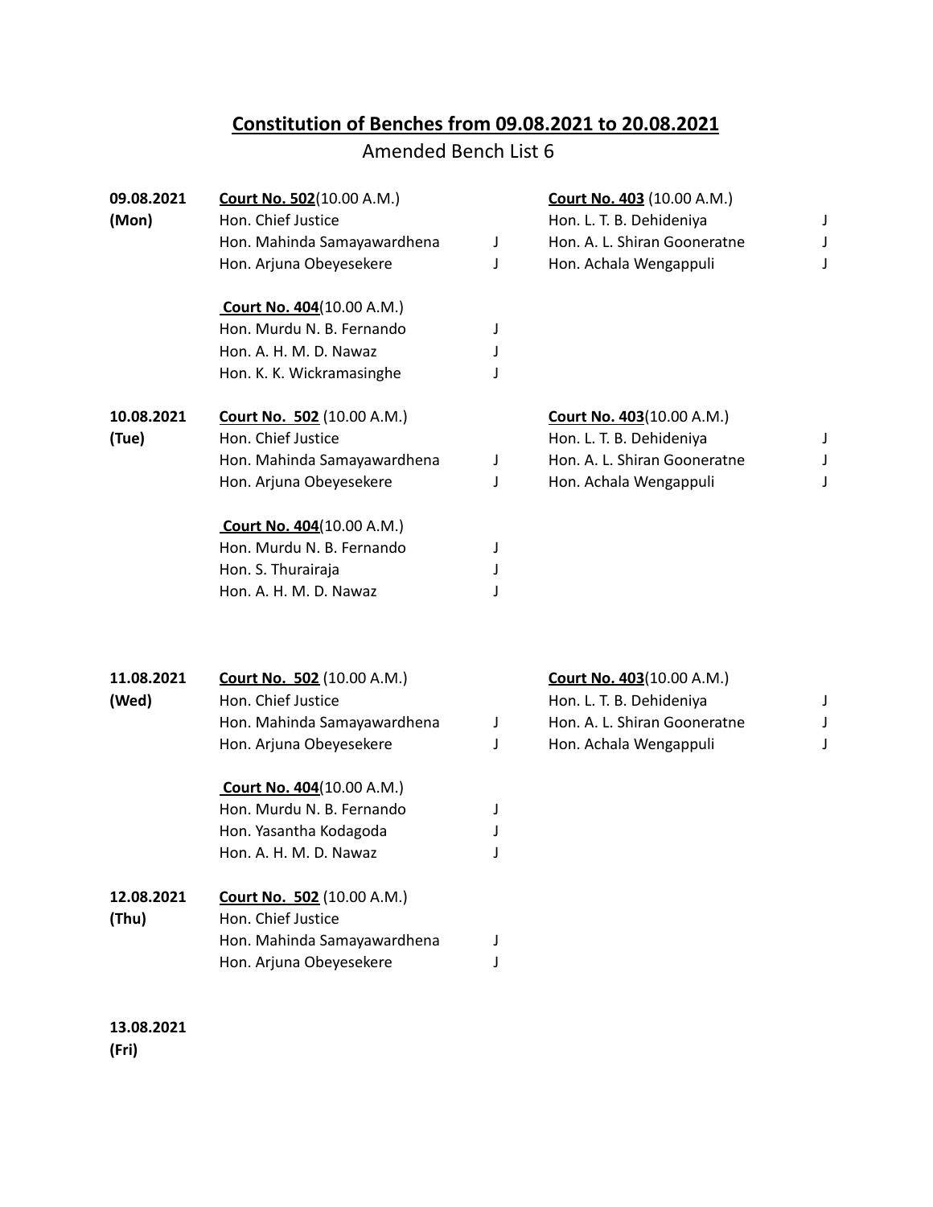## Constitution of Benches from 09.08.2021 to 20.08.2021

Amended Bench List 6

**09.08.2021 (Mon)**

**Court No. 502** (10.00 A.M.)
Hon. Chief Justice
Hon. Mahinda Samayawardhena J
Hon. Arjuna Obeyesekere J

**Court No. 403** (10.00 A.M.)
Hon. L. T. B. Dehideniya J
Hon. A. L. Shiran Gooneratne J
Hon. Achala Wengappuli J

**Court No. 404** (10.00 A.M.)
Hon. Murdu N. B. Fernando J
Hon. A. H. M. D. Nawaz J
Hon. K. K. Wickramasinghe J

**10.08.2021 (Tue)**

**Court No. 502** (10.00 A.M.)
Hon. Chief Justice
Hon. Mahinda Samayawardhena J
Hon. Arjuna Obeyesekere J

**Court No. 403** (10.00 A.M.)
Hon. L. T. B. Dehideniya J
Hon. A. L. Shiran Gooneratne J
Hon. Achala Wengappuli J

**Court No. 404** (10.00 A.M.)
Hon. Murdu N. B. Fernando J
Hon. S. Thurairaja J
Hon. A. H. M. D. Nawaz J

**11.08.2021 (Wed)**

**Court No. 502** (10.00 A.M.)
Hon. Chief Justice
Hon. Mahinda Samayawardhena J
Hon. Arjuna Obeyesekere J

**Court No. 403** (10.00 A.M.)
Hon. L. T. B. Dehideniya J
Hon. A. L. Shiran Gooneratne J
Hon. Achala Wengappuli J

**Court No. 404** (10.00 A.M.)
Hon. Murdu N. B. Fernando J
Hon. Yasantha Kodagoda J
Hon. A. H. M. D. Nawaz J

**12.08.2021 (Thu)**

**Court No. 502** (10.00 A.M.)
Hon. Chief Justice
Hon. Mahinda Samayawardhena J
Hon. Arjuna Obeyesekere J

**13.08.2021 (Fri)**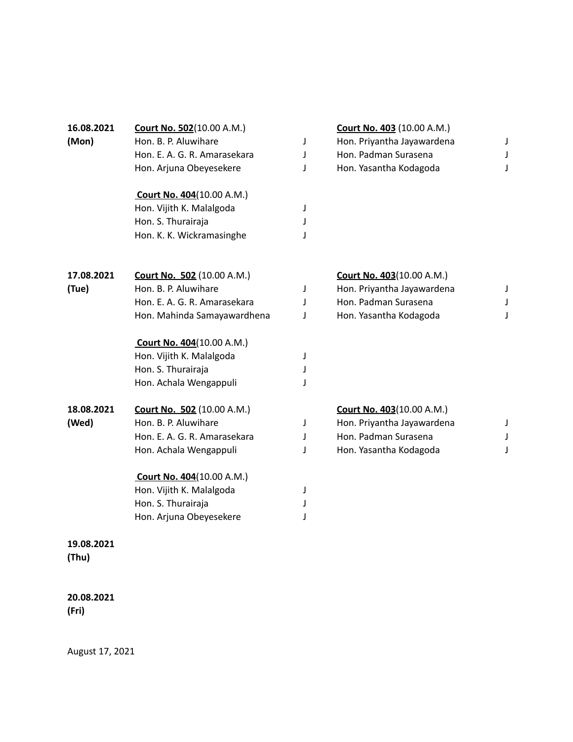**16.08.2021 (Mon)**

**Court No. 502** (10.00 A.M.)

| | |
|---|---|
| Hon. B. P. Aluwihare | J |
| Hon. E. A. G. R. Amarasekara | J |
| Hon. Arjuna Obeyesekere | J |

**Court No. 404** (10.00 A.M.)

| | |
|---|---|
| Hon. Vijith K. Malalgoda | J |
| Hon. S. Thurairaja | J |
| Hon. K. K. Wickramasinghe | J |

**Court No. 403** (10.00 A.M.)

| | |
|---|---|
| Hon. Priyantha Jayawardena | J |
| Hon. Padman Surasena | J |
| Hon. Yasantha Kodagoda | J |

**17.08.2021 (Tue)**

**Court No. 502** (10.00 A.M.)

| | |
|---|---|
| Hon. B. P. Aluwihare | J |
| Hon. E. A. G. R. Amarasekara | J |
| Hon. Mahinda Samayawardhena | J |

**Court No. 404** (10.00 A.M.)

| | |
|---|---|
| Hon. Vijith K. Malalgoda | J |
| Hon. S. Thurairaja | J |
| Hon. Achala Wengappuli | J |

**Court No. 403** (10.00 A.M.)

| | |
|---|---|
| Hon. Priyantha Jayawardena | J |
| Hon. Padman Surasena | J |
| Hon. Yasantha Kodagoda | J |

**18.08.2021 (Wed)**

**Court No. 502** (10.00 A.M.)

| | |
|---|---|
| Hon. B. P. Aluwihare | J |
| Hon. E. A. G. R. Amarasekara | J |
| Hon. Achala Wengappuli | J |

**Court No. 404** (10.00 A.M.)

| | |
|---|---|
| Hon. Vijith K. Malalgoda | J |
| Hon. S. Thurairaja | J |
| Hon. Arjuna Obeyesekere | J |

**Court No. 403** (10.00 A.M.)

| | |
|---|---|
| Hon. Priyantha Jayawardena | J |
| Hon. Padman Surasena | J |
| Hon. Yasantha Kodagoda | J |

**19.08.2021 (Thu)**

**20.08.2021 (Fri)**

August 17, 2021